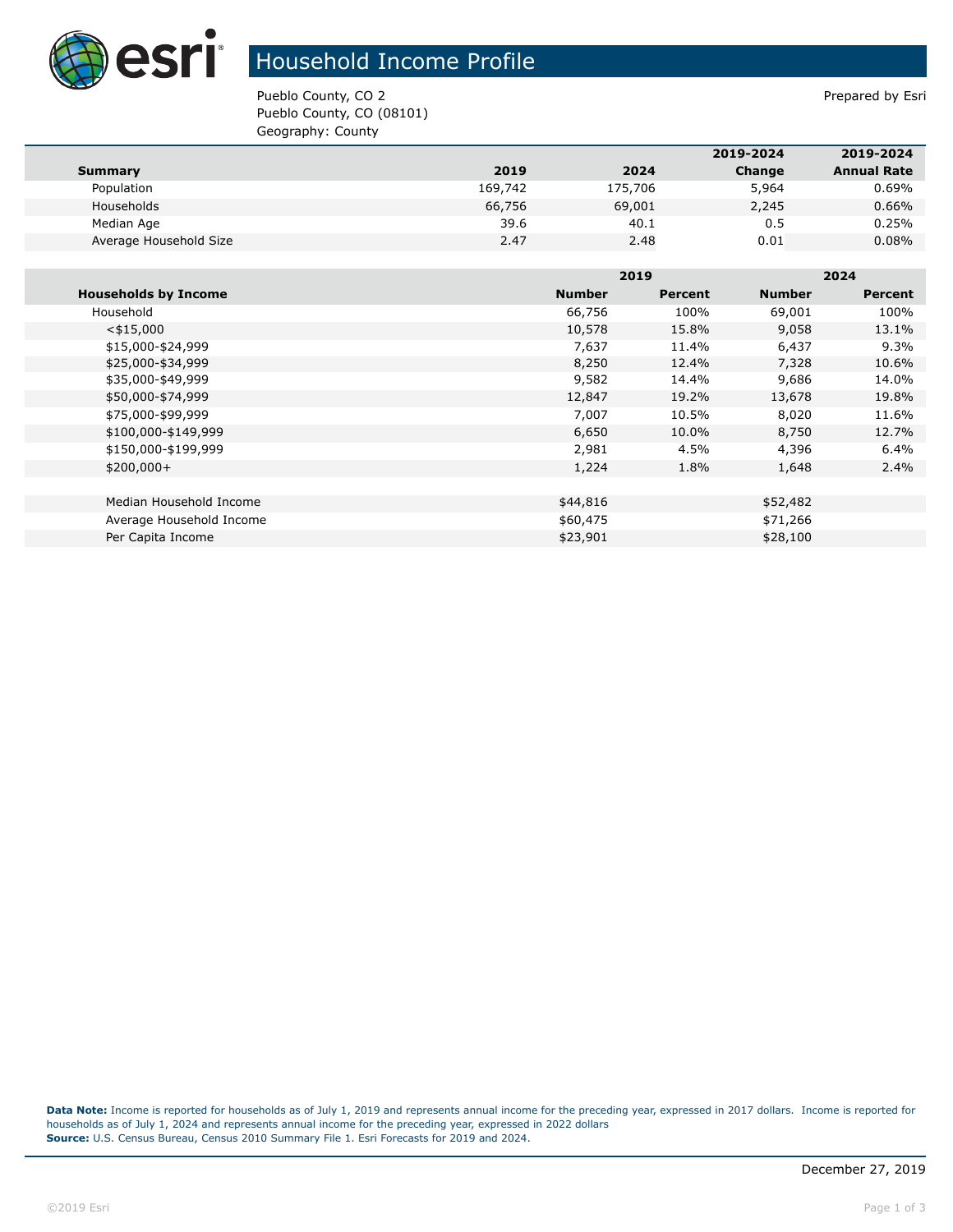# Household Income Profile

Pueblo County, CO 2
Pueblo County, CO (08101)
Geography: County

Prepared by Esri

| Summary | 2019 | 2024 | 2019-2024 Change | 2019-2024 Annual Rate |
|---|---|---|---|---|
| Population | 169,742 | 175,706 | 5,964 | 0.69% |
| Households | 66,756 | 69,001 | 2,245 | 0.66% |
| Median Age | 39.6 | 40.1 | 0.5 | 0.25% |
| Average Household Size | 2.47 | 2.48 | 0.01 | 0.08% |

| | 2019 | | 2024 | |
|---|---|---|---|---|
| Households by Income | Number | Percent | Number | Percent |
| Household | 66,756 | 100% | 69,001 | 100% |
| <$15,000 | 10,578 | 15.8% | 9,058 | 13.1% |
| $15,000-$24,999 | 7,637 | 11.4% | 6,437 | 9.3% |
| $25,000-$34,999 | 8,250 | 12.4% | 7,328 | 10.6% |
| $35,000-$49,999 | 9,582 | 14.4% | 9,686 | 14.0% |
| $50,000-$74,999 | 12,847 | 19.2% | 13,678 | 19.8% |
| $75,000-$99,999 | 7,007 | 10.5% | 8,020 | 11.6% |
| $100,000-$149,999 | 6,650 | 10.0% | 8,750 | 12.7% |
| $150,000-$199,999 | 2,981 | 4.5% | 4,396 | 6.4% |
| $200,000+ | 1,224 | 1.8% | 1,648 | 2.4% |
| | | | | |
| Median Household Income | $44,816 | | $52,482 | |
| Average Household Income | $60,475 | | $71,266 | |
| Per Capita Income | $23,901 | | $28,100 | |

**Data Note:** Income is reported for households as of July 1, 2019 and represents annual income for the preceding year, expressed in 2017 dollars. Income is reported for households as of July 1, 2024 and represents annual income for the preceding year, expressed in 2022 dollars
**Source:** U.S. Census Bureau, Census 2010 Summary File 1. Esri Forecasts for 2019 and 2024.

December 27, 2019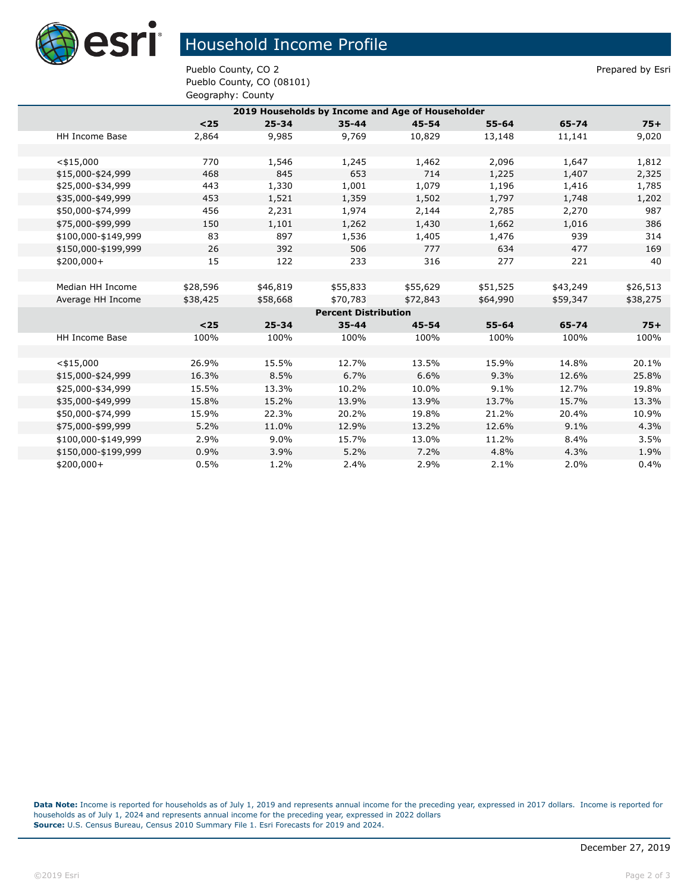# Household Income Profile

Pueblo County, CO 2
Pueblo County, CO (08101)
Geography: County

Prepared by Esri

**2019 Households by Income and Age of Householder**

| | <25 | 25-34 | 35-44 | 45-54 | 55-64 | 65-74 | 75+ |
|---|---|---|---|---|---|---|---|
| HH Income Base | 2,864 | 9,985 | 9,769 | 10,829 | 13,148 | 11,141 | 9,020 |
| | | | | | | | |
| <$15,000 | 770 | 1,546 | 1,245 | 1,462 | 2,096 | 1,647 | 1,812 |
| $15,000-$24,999 | 468 | 845 | 653 | 714 | 1,225 | 1,407 | 2,325 |
| $25,000-$34,999 | 443 | 1,330 | 1,001 | 1,079 | 1,196 | 1,416 | 1,785 |
| $35,000-$49,999 | 453 | 1,521 | 1,359 | 1,502 | 1,797 | 1,748 | 1,202 |
| $50,000-$74,999 | 456 | 2,231 | 1,974 | 2,144 | 2,785 | 2,270 | 987 |
| $75,000-$99,999 | 150 | 1,101 | 1,262 | 1,430 | 1,662 | 1,016 | 386 |
| $100,000-$149,999 | 83 | 897 | 1,536 | 1,405 | 1,476 | 939 | 314 |
| $150,000-$199,999 | 26 | 392 | 506 | 777 | 634 | 477 | 169 |
| $200,000+ | 15 | 122 | 233 | 316 | 277 | 221 | 40 |
| | | | | | | | |
| Median HH Income | $28,596 | $46,819 | $55,833 | $55,629 | $51,525 | $43,249 | $26,513 |
| Average HH Income | $38,425 | $58,668 | $70,783 | $72,843 | $64,990 | $59,347 | $38,275 |

**Percent Distribution**

| | <25 | 25-34 | 35-44 | 45-54 | 55-64 | 65-74 | 75+ |
|---|---|---|---|---|---|---|---|
| HH Income Base | 100% | 100% | 100% | 100% | 100% | 100% | 100% |
| | | | | | | | |
| <$15,000 | 26.9% | 15.5% | 12.7% | 13.5% | 15.9% | 14.8% | 20.1% |
| $15,000-$24,999 | 16.3% | 8.5% | 6.7% | 6.6% | 9.3% | 12.6% | 25.8% |
| $25,000-$34,999 | 15.5% | 13.3% | 10.2% | 10.0% | 9.1% | 12.7% | 19.8% |
| $35,000-$49,999 | 15.8% | 15.2% | 13.9% | 13.9% | 13.7% | 15.7% | 13.3% |
| $50,000-$74,999 | 15.9% | 22.3% | 20.2% | 19.8% | 21.2% | 20.4% | 10.9% |
| $75,000-$99,999 | 5.2% | 11.0% | 12.9% | 13.2% | 12.6% | 9.1% | 4.3% |
| $100,000-$149,999 | 2.9% | 9.0% | 15.7% | 13.0% | 11.2% | 8.4% | 3.5% |
| $150,000-$199,999 | 0.9% | 3.9% | 5.2% | 7.2% | 4.8% | 4.3% | 1.9% |
| $200,000+ | 0.5% | 1.2% | 2.4% | 2.9% | 2.1% | 2.0% | 0.4% |

**Data Note:** Income is reported for households as of July 1, 2019 and represents annual income for the preceding year, expressed in 2017 dollars. Income is reported for households as of July 1, 2024 and represents annual income for the preceding year, expressed in 2022 dollars
**Source:** U.S. Census Bureau, Census 2010 Summary File 1. Esri Forecasts for 2019 and 2024.

December 27, 2019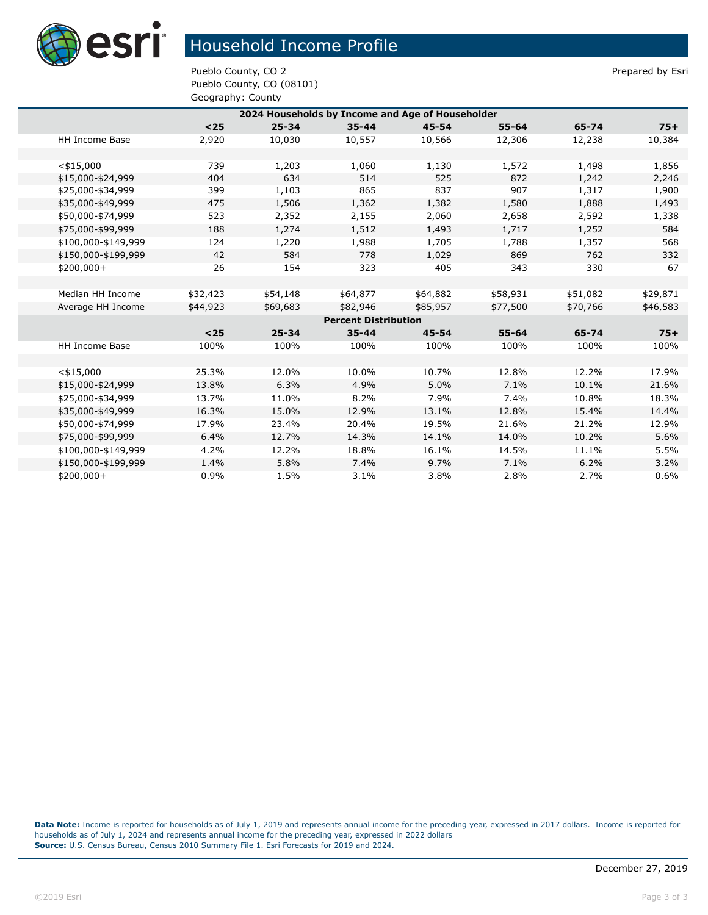# Household Income Profile

Pueblo County, CO 2
Pueblo County, CO (08101)
Geography: County

Prepared by Esri

| 2024 Households by Income and Age of Householder | | | | | | | |
|---|---|---|---|---|---|---|---|
| | **<25** | **25-34** | **35-44** | **45-54** | **55-64** | **65-74** | **75+** |
| HH Income Base | 2,920 | 10,030 | 10,557 | 10,566 | 12,306 | 12,238 | 10,384 |
| | | | | | | | |
| <$15,000 | 739 | 1,203 | 1,060 | 1,130 | 1,572 | 1,498 | 1,856 |
| $15,000-$24,999 | 404 | 634 | 514 | 525 | 872 | 1,242 | 2,246 |
| $25,000-$34,999 | 399 | 1,103 | 865 | 837 | 907 | 1,317 | 1,900 |
| $35,000-$49,999 | 475 | 1,506 | 1,362 | 1,382 | 1,580 | 1,888 | 1,493 |
| $50,000-$74,999 | 523 | 2,352 | 2,155 | 2,060 | 2,658 | 2,592 | 1,338 |
| $75,000-$99,999 | 188 | 1,274 | 1,512 | 1,493 | 1,717 | 1,252 | 584 |
| $100,000-$149,999 | 124 | 1,220 | 1,988 | 1,705 | 1,788 | 1,357 | 568 |
| $150,000-$199,999 | 42 | 584 | 778 | 1,029 | 869 | 762 | 332 |
| $200,000+ | 26 | 154 | 323 | 405 | 343 | 330 | 67 |
| | | | | | | | |
| Median HH Income | $32,423 | $54,148 | $64,877 | $64,882 | $58,931 | $51,082 | $29,871 |
| Average HH Income | $44,923 | $69,683 | $82,946 | $85,957 | $77,500 | $70,766 | $46,583 |
| **Percent Distribution** | | | | | | | |
| | **<25** | **25-34** | **35-44** | **45-54** | **55-64** | **65-74** | **75+** |
| HH Income Base | 100% | 100% | 100% | 100% | 100% | 100% | 100% |
| | | | | | | | |
| <$15,000 | 25.3% | 12.0% | 10.0% | 10.7% | 12.8% | 12.2% | 17.9% |
| $15,000-$24,999 | 13.8% | 6.3% | 4.9% | 5.0% | 7.1% | 10.1% | 21.6% |
| $25,000-$34,999 | 13.7% | 11.0% | 8.2% | 7.9% | 7.4% | 10.8% | 18.3% |
| $35,000-$49,999 | 16.3% | 15.0% | 12.9% | 13.1% | 12.8% | 15.4% | 14.4% |
| $50,000-$74,999 | 17.9% | 23.4% | 20.4% | 19.5% | 21.6% | 21.2% | 12.9% |
| $75,000-$99,999 | 6.4% | 12.7% | 14.3% | 14.1% | 14.0% | 10.2% | 5.6% |
| $100,000-$149,999 | 4.2% | 12.2% | 18.8% | 16.1% | 14.5% | 11.1% | 5.5% |
| $150,000-$199,999 | 1.4% | 5.8% | 7.4% | 9.7% | 7.1% | 6.2% | 3.2% |
| $200,000+ | 0.9% | 1.5% | 3.1% | 3.8% | 2.8% | 2.7% | 0.6% |

**Data Note:** Income is reported for households as of July 1, 2019 and represents annual income for the preceding year, expressed in 2017 dollars. Income is reported for households as of July 1, 2024 and represents annual income for the preceding year, expressed in 2022 dollars
**Source:** U.S. Census Bureau, Census 2010 Summary File 1. Esri Forecasts for 2019 and 2024.

December 27, 2019